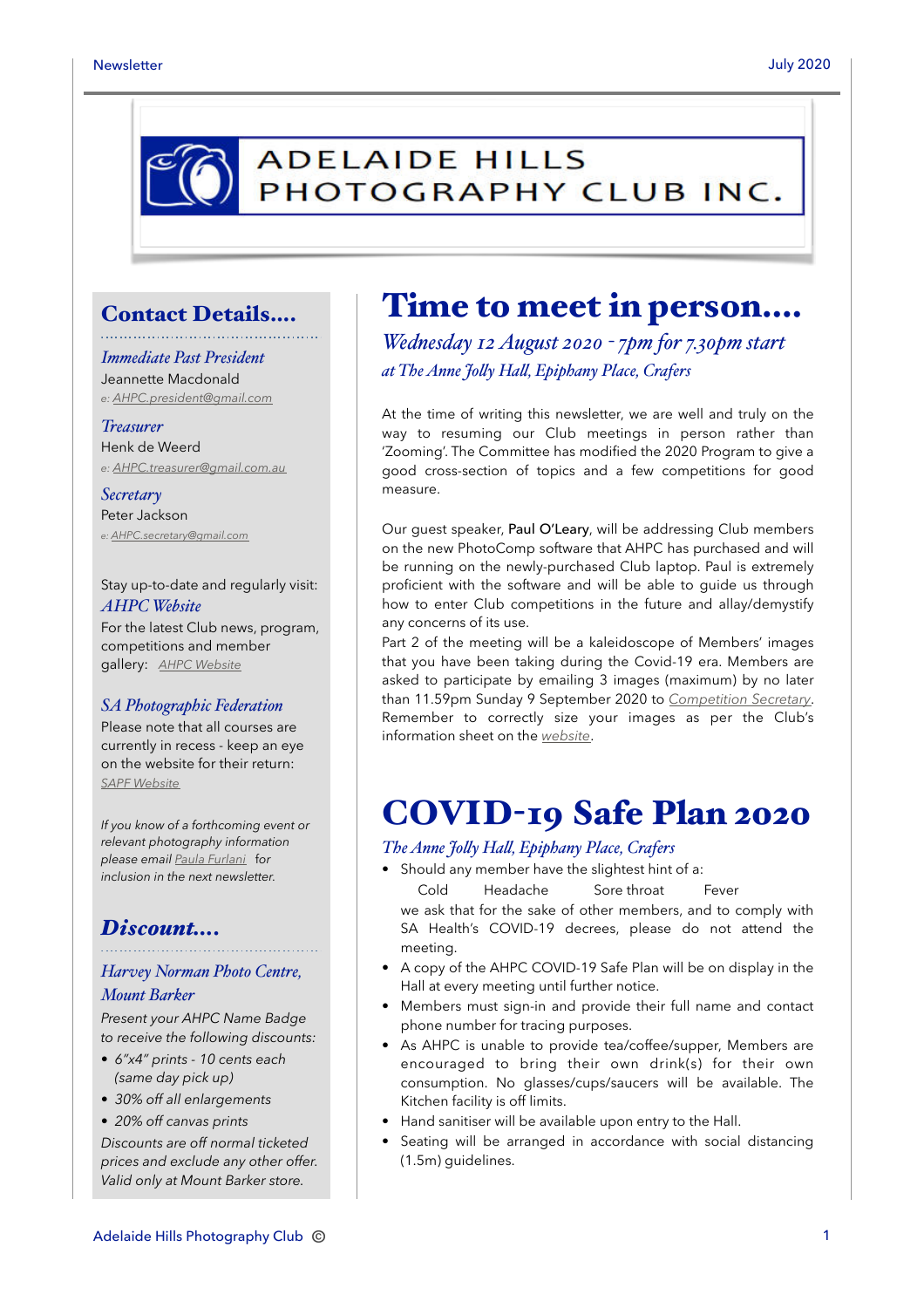# ADELAIDE HILLS PHOTOGRAPHY CLUB INC.

## Time to meet in person....

### *Wednesday 12 August 2020 - 7pm for 7.30pm start*

*at The Anne Jolly Hall, Epiphany Place, Crafers*

At the time of writing this newsletter, we are well and truly on the way to resuming our Club meetings in person rather than 'Zooming'. The Committee has modified the 2020 Program to give a good cross-section of topics and a few competitions for good measure.

Our guest speaker, Paul O'Leary, will be addressing Club members on the new PhotoComp software that AHPC has purchased and will be running on the newly-purchased Club laptop. Paul is extremely proficient with the software and will be able to guide us through how to enter Club competitions in the future and allay/demystify any concerns of its use.

Part 2 of the meeting will be a kaleidoscope of Members' images that you have been taking during the Covid-19 era. Members are asked to participate by emailing 3 images (maximum) by no later than 11.59pm Sunday 9 September 2020 to *Competition Secretary*. Remember to correctly size your images as per the Club's information sheet on the *website*.

## COVID-19 Safe Plan 2020

*The Anne Jolly Hall, Epiphany Place, Crafers*

- Should any member have the slightest hint of a:
  Cold Headache Sore throat Fever
  we ask that for the sake of other members, and to comply with SA Health's COVID-19 decrees, please do not attend the meeting.
- A copy of the AHPC COVID-19 Safe Plan will be on display in the Hall at every meeting until further notice.
- Members must sign-in and provide their full name and contact phone number for tracing purposes.
- As AHPC is unable to provide tea/coffee/supper, Members are encouraged to bring their own drink(s) for their own consumption. No glasses/cups/saucers will be available. The Kitchen facility is off limits.
- Hand sanitiser will be available upon entry to the Hall.
- Seating will be arranged in accordance with social distancing (1.5m) guidelines.

## Contact Details....

*Immediate Past President*
Jeannette Macdonald
e: AHPC.president@gmail.com

*Treasurer*
Henk de Weerd
e: AHPC.treasurer@gmail.com.au

*Secretary*
Peter Jackson
e: AHPC.secretary@gmail.com

Stay up-to-date and regularly visit:
*AHPC Website*
For the latest Club news, program, competitions and member gallery: *AHPC Website*

*SA Photographic Federation*
Please note that all courses are currently in recess - keep an eye on the website for their return:
SAPF Website

*If you know of a forthcoming event or relevant photography information please email Paula Furlani for inclusion in the next newsletter.*

## *Discount....*

*Harvey Norman Photo Centre, Mount Barker*

*Present your AHPC Name Badge to receive the following discounts:*

- *6"x4" prints - 10 cents each (same day pick up)*
- *30% off all enlargements*
- *20% off canvas prints*

*Discounts are off normal ticketed prices and exclude any other offer. Valid only at Mount Barker store.*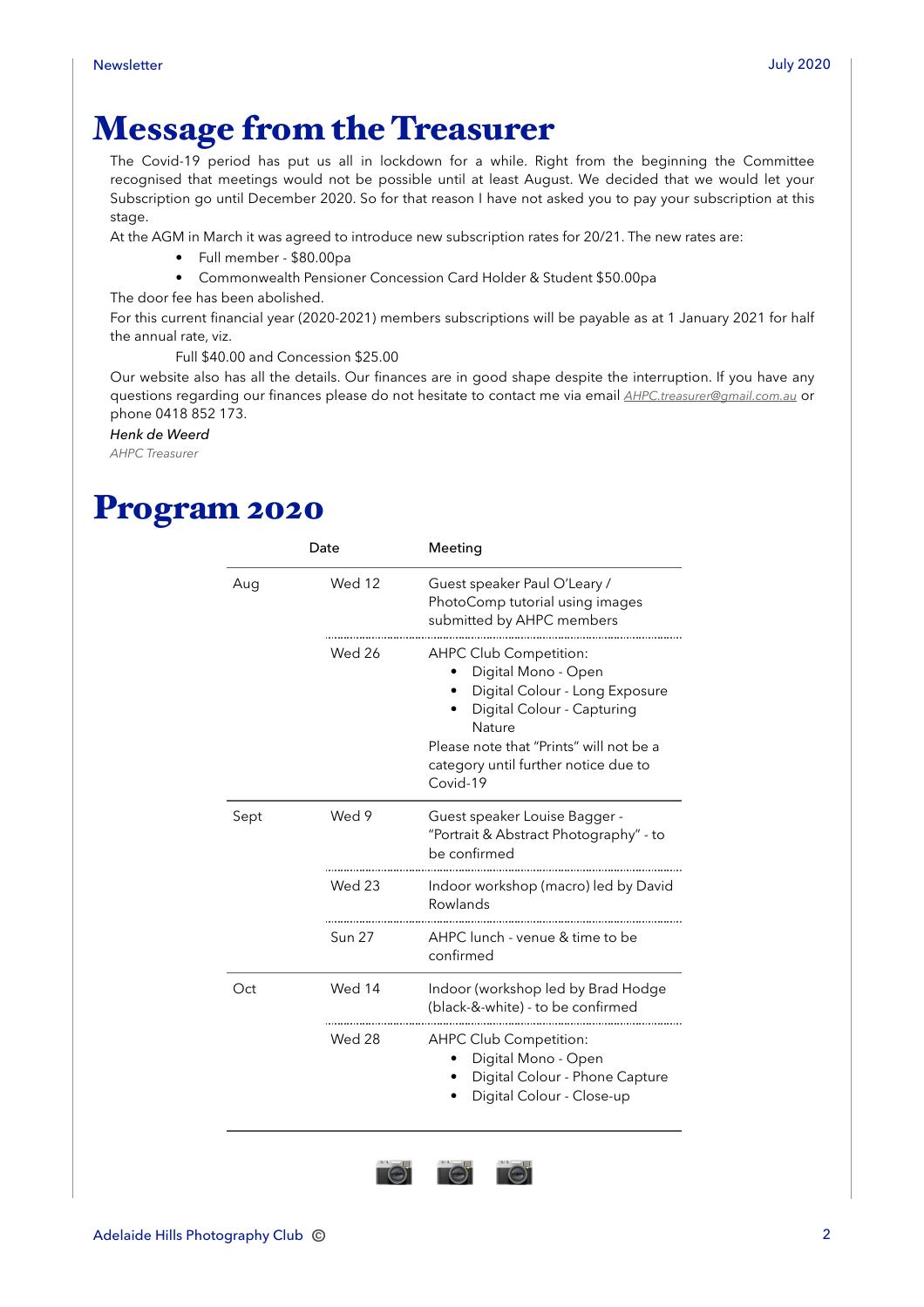# Message from the Treasurer

The Covid-19 period has put us all in lockdown for a while. Right from the beginning the Committee recognised that meetings would not be possible until at least August. We decided that we would let your Subscription go until December 2020. So for that reason I have not asked you to pay your subscription at this stage.

At the AGM in March it was agreed to introduce new subscription rates for 20/21. The new rates are:

- Full member - $80.00pa
- Commonwealth Pensioner Concession Card Holder & Student $50.00pa

The door fee has been abolished.

For this current financial year (2020-2021) members subscriptions will be payable as at 1 January 2021 for half the annual rate, viz.

Full $40.00 and Concession $25.00

Our website also has all the details. Our finances are in good shape despite the interruption. If you have any questions regarding our finances please do not hesitate to contact me via email *AHPC.treasurer@gmail.com.au* or phone 0418 852 173.

*Henk de Weerd*

*AHPC Treasurer*

# Program 2020

| | Date | Meeting |
|---|---|---|
| Aug | Wed 12 | Guest speaker Paul O'Leary / PhotoComp tutorial using images submitted by AHPC members |
| | Wed 26 | AHPC Club Competition:<br>• Digital Mono - Open<br>• Digital Colour - Long Exposure<br>• Digital Colour - Capturing Nature<br>Please note that "Prints" will not be a category until further notice due to Covid-19 |
| Sept | Wed 9 | Guest speaker Louise Bagger - "Portrait & Abstract Photography" - to be confirmed |
| | Wed 23 | Indoor workshop (macro) led by David Rowlands |
| | Sun 27 | AHPC lunch - venue & time to be confirmed |
| Oct | Wed 14 | Indoor (workshop led by Brad Hodge (black-&-white) - to be confirmed |
| | Wed 28 | AHPC Club Competition:<br>• Digital Mono - Open<br>• Digital Colour - Phone Capture<br>• Digital Colour - Close-up |